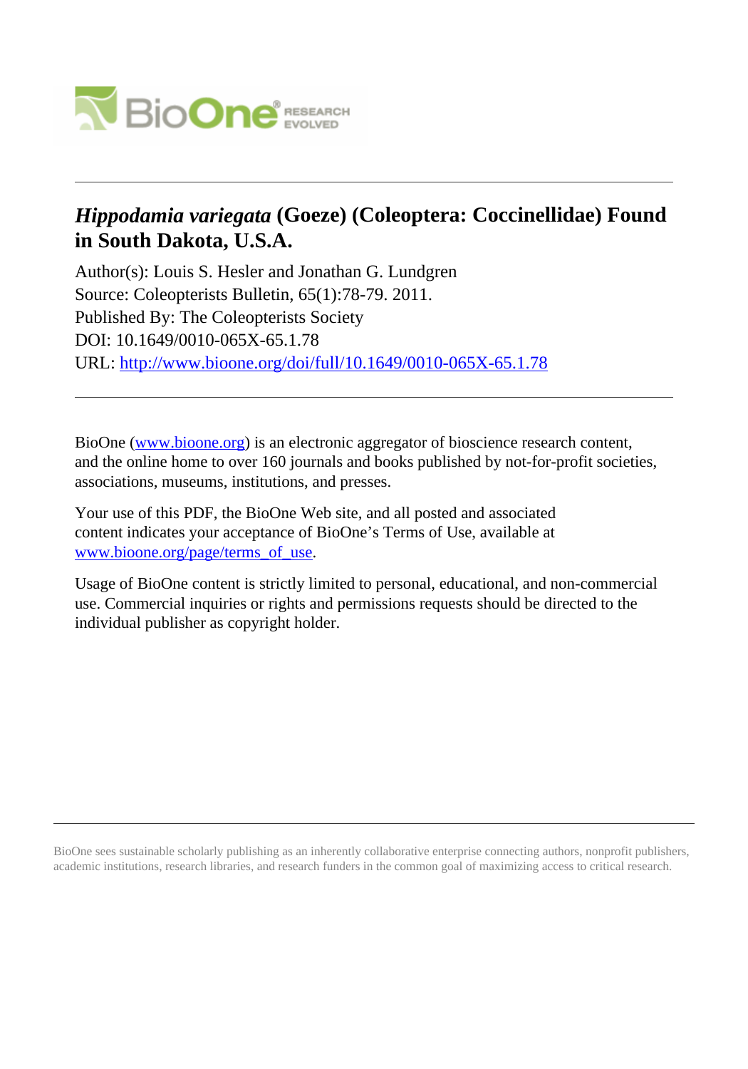# *Hippodamia variegata* (Goeze) (Coleoptera: Coccinellidae) Found in South Dakota, U.S.A.

Author(s): Louis S. Hesler and Jonathan G. Lundgren
Source: Coleopterists Bulletin, 65(1):78-79. 2011.
Published By: The Coleopterists Society
DOI: 10.1649/0010-065X-65.1.78
URL: http://www.bioone.org/doi/full/10.1649/0010-065X-65.1.78

---

BioOne (www.bioone.org) is an electronic aggregator of bioscience research content, and the online home to over 160 journals and books published by not-for-profit societies, associations, museums, institutions, and presses.

Your use of this PDF, the BioOne Web site, and all posted and associated content indicates your acceptance of BioOne's Terms of Use, available at www.bioone.org/page/terms_of_use.

Usage of BioOne content is strictly limited to personal, educational, and non-commercial use. Commercial inquiries or rights and permissions requests should be directed to the individual publisher as copyright holder.

---

BioOne sees sustainable scholarly publishing as an inherently collaborative enterprise connecting authors, nonprofit publishers, academic institutions, research libraries, and research funders in the common goal of maximizing access to critical research.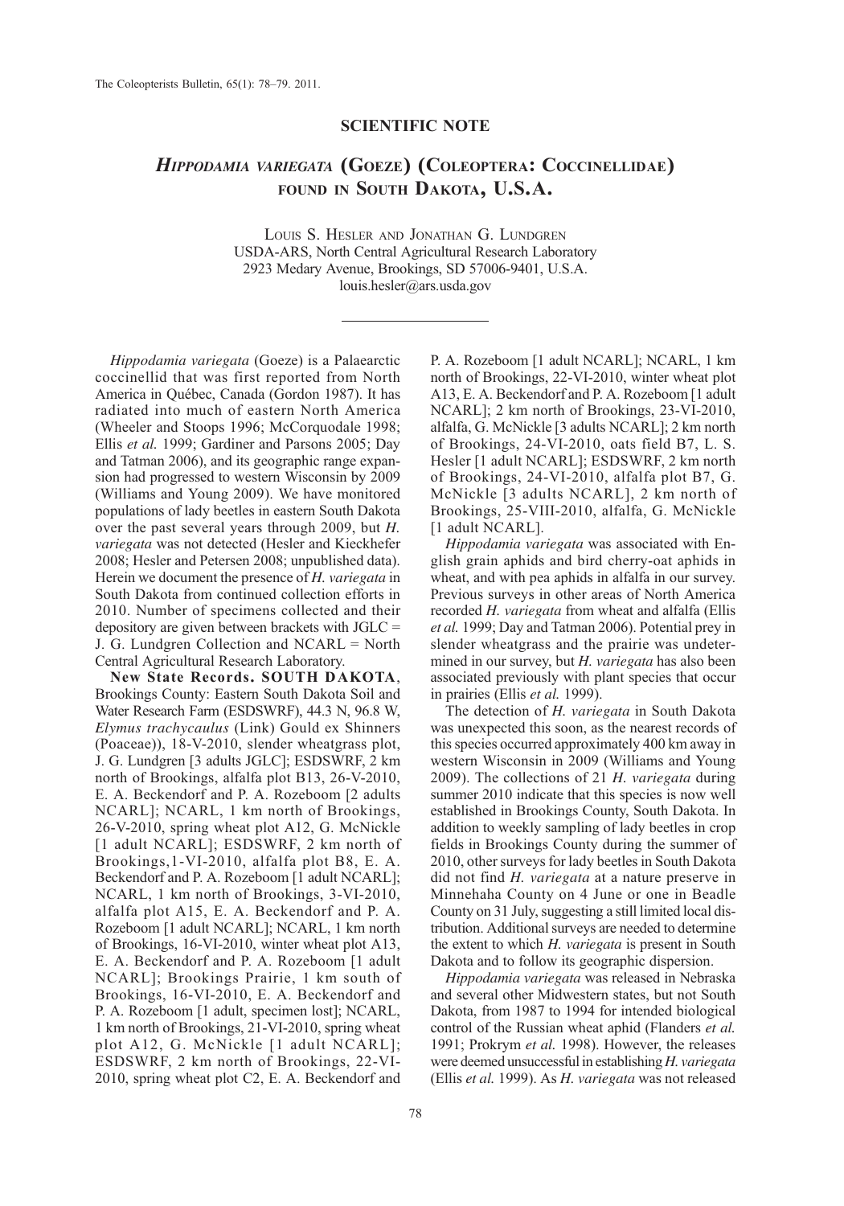## SCIENTIFIC NOTE

# *Hippodamia variegata* (Goeze) (Coleoptera: Coccinellidae) found in South Dakota, U.S.A.

Louis S. Hesler and Jonathan G. Lundgren
USDA-ARS, North Central Agricultural Research Laboratory
2923 Medary Avenue, Brookings, SD 57006-9401, U.S.A.
louis.hesler@ars.usda.gov

---

*Hippodamia variegata* (Goeze) is a Palaearctic coccinellid that was first reported from North America in Québec, Canada (Gordon 1987). It has radiated into much of eastern North America (Wheeler and Stoops 1996; McCorquodale 1998; Ellis *et al.* 1999; Gardiner and Parsons 2005; Day and Tatman 2006), and its geographic range expansion had progressed to western Wisconsin by 2009 (Williams and Young 2009). We have monitored populations of lady beetles in eastern South Dakota over the past several years through 2009, but *H. variegata* was not detected (Hesler and Kieckhefer 2008; Hesler and Petersen 2008; unpublished data). Herein we document the presence of *H. variegata* in South Dakota from continued collection efforts in 2010. Number of specimens collected and their depository are given between brackets with JGLC = J. G. Lundgren Collection and NCARL = North Central Agricultural Research Laboratory.

**New State Records. SOUTH DAKOTA**, Brookings County: Eastern South Dakota Soil and Water Research Farm (ESDSWRF), 44.3 N, 96.8 W, *Elymus trachycaulus* (Link) Gould ex Shinners (Poaceae)), 18-V-2010, slender wheatgrass plot, J. G. Lundgren [3 adults JGLC]; ESDSWRF, 2 km north of Brookings, alfalfa plot B13, 26-V-2010, E. A. Beckendorf and P. A. Rozeboom [2 adults NCARL]; NCARL, 1 km north of Brookings, 26-V-2010, spring wheat plot A12, G. McNickle [1 adult NCARL]; ESDSWRF, 2 km north of Brookings,1-VI-2010, alfalfa plot B8, E. A. Beckendorf and P. A. Rozeboom [1 adult NCARL]; NCARL, 1 km north of Brookings, 3-VI-2010, alfalfa plot A15, E. A. Beckendorf and P. A. Rozeboom [1 adult NCARL]; NCARL, 1 km north of Brookings, 16-VI-2010, winter wheat plot A13, E. A. Beckendorf and P. A. Rozeboom [1 adult NCARL]; Brookings Prairie, 1 km south of Brookings, 16-VI-2010, E. A. Beckendorf and P. A. Rozeboom [1 adult, specimen lost]; NCARL, 1 km north of Brookings, 21-VI-2010, spring wheat plot A12, G. McNickle [1 adult NCARL]; ESDSWRF, 2 km north of Brookings, 22-VI-2010, spring wheat plot C2, E. A. Beckendorf and P. A. Rozeboom [1 adult NCARL]; NCARL, 1 km north of Brookings, 22-VI-2010, winter wheat plot A13, E. A. Beckendorf and P. A. Rozeboom [1 adult NCARL]; 2 km north of Brookings, 23-VI-2010, alfalfa, G. McNickle [3 adults NCARL]; 2 km north of Brookings, 24-VI-2010, oats field B7, L. S. Hesler [1 adult NCARL]; ESDSWRF, 2 km north of Brookings, 24-VI-2010, alfalfa plot B7, G. McNickle [3 adults NCARL], 2 km north of Brookings, 25-VIII-2010, alfalfa, G. McNickle [1 adult NCARL].

*Hippodamia variegata* was associated with English grain aphids and bird cherry-oat aphids in wheat, and with pea aphids in alfalfa in our survey. Previous surveys in other areas of North America recorded *H. variegata* from wheat and alfalfa (Ellis *et al.* 1999; Day and Tatman 2006). Potential prey in slender wheatgrass and the prairie was undetermined in our survey, but *H. variegata* has also been associated previously with plant species that occur in prairies (Ellis *et al.* 1999).

The detection of *H. variegata* in South Dakota was unexpected this soon, as the nearest records of this species occurred approximately 400 km away in western Wisconsin in 2009 (Williams and Young 2009). The collections of 21 *H. variegata* during summer 2010 indicate that this species is now well established in Brookings County, South Dakota. In addition to weekly sampling of lady beetles in crop fields in Brookings County during the summer of 2010, other surveys for lady beetles in South Dakota did not find *H. variegata* at a nature preserve in Minnehaha County on 4 June or one in Beadle County on 31 July, suggesting a still limited local distribution. Additional surveys are needed to determine the extent to which *H. variegata* is present in South Dakota and to follow its geographic dispersion.

*Hippodamia variegata* was released in Nebraska and several other Midwestern states, but not South Dakota, from 1987 to 1994 for intended biological control of the Russian wheat aphid (Flanders *et al.* 1991; Prokrym *et al.* 1998). However, the releases were deemed unsuccessful in establishing *H. variegata* (Ellis *et al.* 1999). As *H. variegata* was not released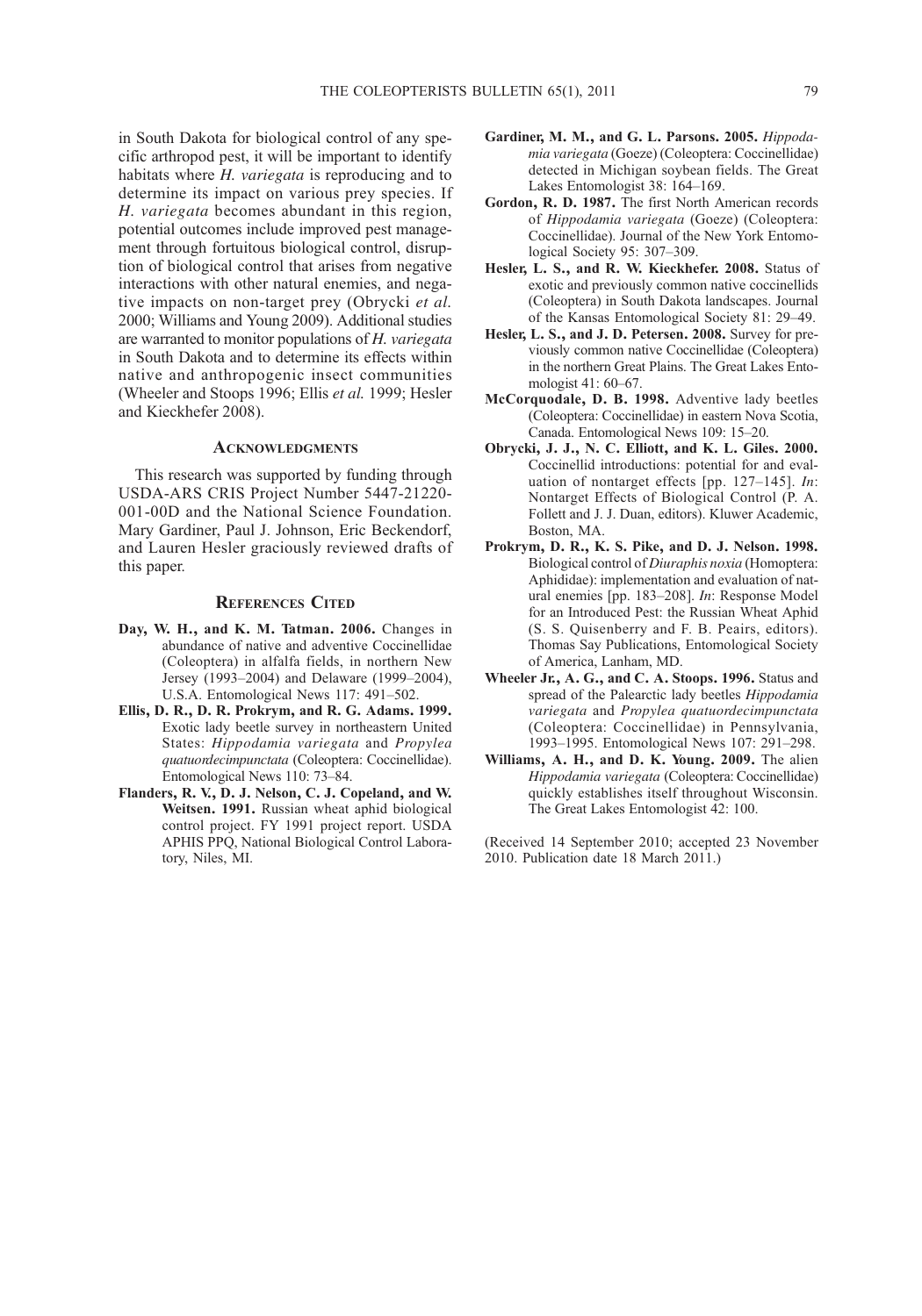in South Dakota for biological control of any specific arthropod pest, it will be important to identify habitats where *H. variegata* is reproducing and to determine its impact on various prey species. If *H. variegata* becomes abundant in this region, potential outcomes include improved pest management through fortuitous biological control, disruption of biological control that arises from negative interactions with other natural enemies, and negative impacts on non-target prey (Obrycki *et al.* 2000; Williams and Young 2009). Additional studies are warranted to monitor populations of *H. variegata* in South Dakota and to determine its effects within native and anthropogenic insect communities (Wheeler and Stoops 1996; Ellis *et al.* 1999; Hesler and Kieckhefer 2008).

## Acknowledgments

This research was supported by funding through USDA-ARS CRIS Project Number 5447-21220-001-00D and the National Science Foundation. Mary Gardiner, Paul J. Johnson, Eric Beckendorf, and Lauren Hesler graciously reviewed drafts of this paper.

## References Cited

**Day, W. H., and K. M. Tatman. 2006.** Changes in abundance of native and adventive Coccinellidae (Coleoptera) in alfalfa fields, in northern New Jersey (1993–2004) and Delaware (1999–2004), U.S.A. Entomological News 117: 491–502.

**Ellis, D. R., D. R. Prokrym, and R. G. Adams. 1999.** Exotic lady beetle survey in northeastern United States: *Hippodamia variegata* and *Propylea quatuordecimpunctata* (Coleoptera: Coccinellidae). Entomological News 110: 73–84.

**Flanders, R. V., D. J. Nelson, C. J. Copeland, and W. Weitsen. 1991.** Russian wheat aphid biological control project. FY 1991 project report. USDA APHIS PPQ, National Biological Control Laboratory, Niles, MI.

**Gardiner, M. M., and G. L. Parsons. 2005.** *Hippodamia variegata* (Goeze) (Coleoptera: Coccinellidae) detected in Michigan soybean fields. The Great Lakes Entomologist 38: 164–169.

**Gordon, R. D. 1987.** The first North American records of *Hippodamia variegata* (Goeze) (Coleoptera: Coccinellidae). Journal of the New York Entomological Society 95: 307–309.

**Hesler, L. S., and R. W. Kieckhefer. 2008.** Status of exotic and previously common native coccinellids (Coleoptera) in South Dakota landscapes. Journal of the Kansas Entomological Society 81: 29–49.

**Hesler, L. S., and J. D. Petersen. 2008.** Survey for previously common native Coccinellidae (Coleoptera) in the northern Great Plains. The Great Lakes Entomologist 41: 60–67.

**McCorquodale, D. B. 1998.** Adventive lady beetles (Coleoptera: Coccinellidae) in eastern Nova Scotia, Canada. Entomological News 109: 15–20.

**Obrycki, J. J., N. C. Elliott, and K. L. Giles. 2000.** Coccinellid introductions: potential for and evaluation of nontarget effects [pp. 127–145]. *In*: Nontarget Effects of Biological Control (P. A. Follett and J. J. Duan, editors). Kluwer Academic, Boston, MA.

**Prokrym, D. R., K. S. Pike, and D. J. Nelson. 1998.** Biological control of *Diuraphis noxia* (Homoptera: Aphididae): implementation and evaluation of natural enemies [pp. 183–208]. *In*: Response Model for an Introduced Pest: the Russian Wheat Aphid (S. S. Quisenberry and F. B. Peairs, editors). Thomas Say Publications, Entomological Society of America, Lanham, MD.

**Wheeler Jr., A. G., and C. A. Stoops. 1996.** Status and spread of the Palearctic lady beetles *Hippodamia variegata* and *Propylea quatuordecimpunctata* (Coleoptera: Coccinellidae) in Pennsylvania, 1993–1995. Entomological News 107: 291–298.

**Williams, A. H., and D. K. Young. 2009.** The alien *Hippodamia variegata* (Coleoptera: Coccinellidae) quickly establishes itself throughout Wisconsin. The Great Lakes Entomologist 42: 100.

(Received 14 September 2010; accepted 23 November 2010. Publication date 18 March 2011.)